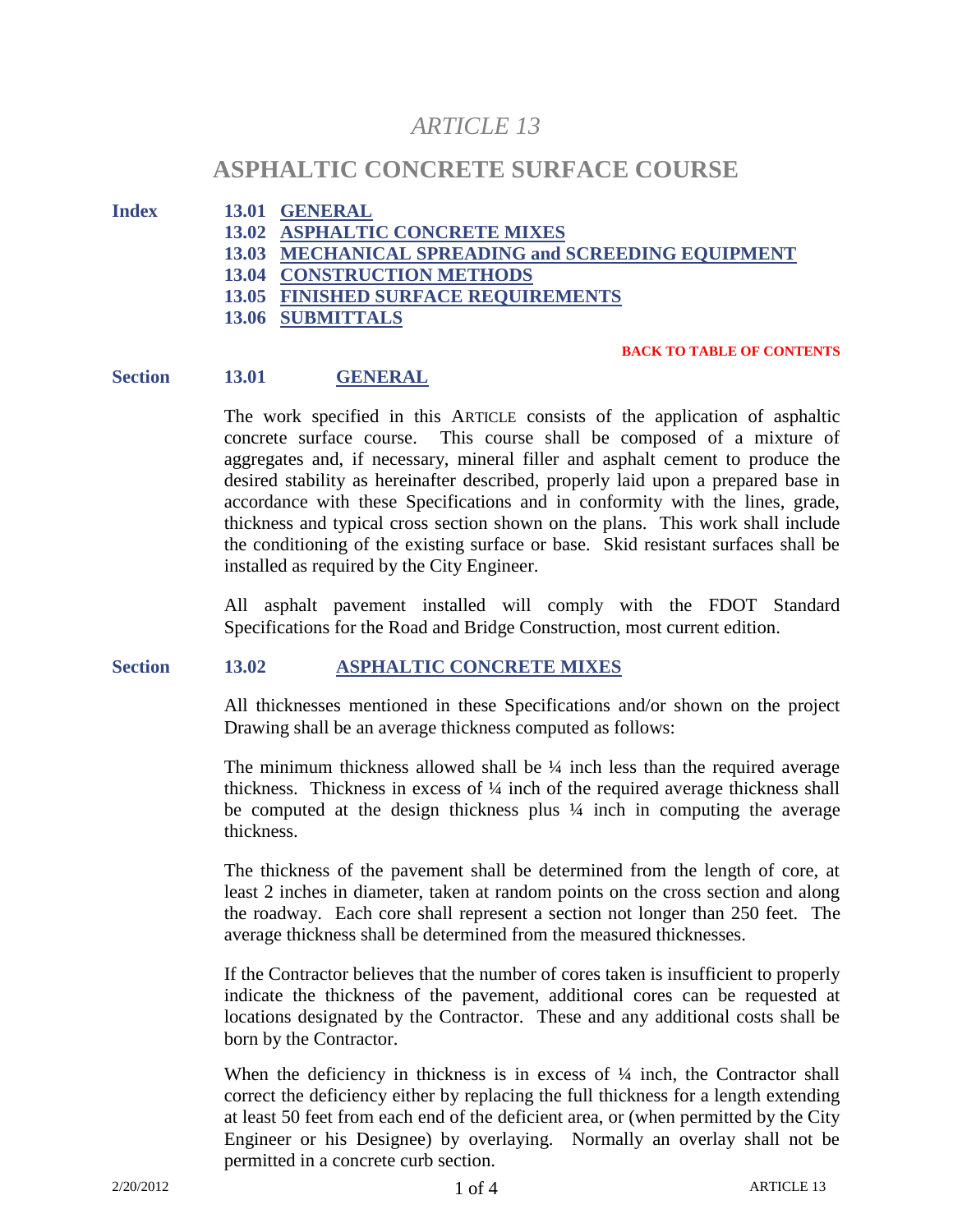# *ARTICLE 13*

## ASPHALTIC CONCRETE SURFACE COURSE

**Index**

- **13.01 GENERAL**
- **13.02 ASPHALTIC CONCRETE MIXES**
- **13.03 MECHANICAL SPREADING and SCREEDING EQUIPMENT**
- **13.04 CONSTRUCTION METHODS**
- **13.05 FINISHED SURFACE REQUIREMENTS**
- **13.06 SUBMITTALS**

**BACK TO TABLE OF CONTENTS**

### Section 13.01 GENERAL

The work specified in this ARTICLE consists of the application of asphaltic concrete surface course. This course shall be composed of a mixture of aggregates and, if necessary, mineral filler and asphalt cement to produce the desired stability as hereinafter described, properly laid upon a prepared base in accordance with these Specifications and in conformity with the lines, grade, thickness and typical cross section shown on the plans. This work shall include the conditioning of the existing surface or base. Skid resistant surfaces shall be installed as required by the City Engineer.

All asphalt pavement installed will comply with the FDOT Standard Specifications for the Road and Bridge Construction, most current edition.

### Section 13.02 ASPHALTIC CONCRETE MIXES

All thicknesses mentioned in these Specifications and/or shown on the project Drawing shall be an average thickness computed as follows:

The minimum thickness allowed shall be ¼ inch less than the required average thickness. Thickness in excess of ¼ inch of the required average thickness shall be computed at the design thickness plus ¼ inch in computing the average thickness.

The thickness of the pavement shall be determined from the length of core, at least 2 inches in diameter, taken at random points on the cross section and along the roadway. Each core shall represent a section not longer than 250 feet. The average thickness shall be determined from the measured thicknesses.

If the Contractor believes that the number of cores taken is insufficient to properly indicate the thickness of the pavement, additional cores can be requested at locations designated by the Contractor. These and any additional costs shall be born by the Contractor.

When the deficiency in thickness is in excess of ¼ inch, the Contractor shall correct the deficiency either by replacing the full thickness for a length extending at least 50 feet from each end of the deficient area, or (when permitted by the City Engineer or his Designee) by overlaying. Normally an overlay shall not be permitted in a concrete curb section.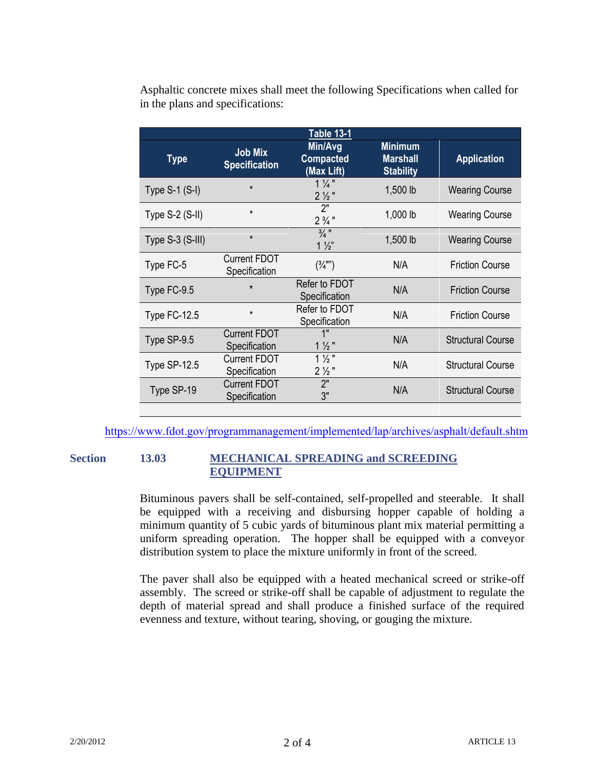Asphaltic concrete mixes shall meet the following Specifications when called for in the plans and specifications:

**Table 13-1**

| Type | Job Mix Specification | Min/Avg Compacted (Max Lift) | Minimum Marshall Stability | Application |
|---|---|---|---|---|
| Type S-1 (S-I) | * | 1 ¼ " 2 ½ " | 1,500 lb | Wearing Course |
| Type S-2 (S-II) | * | 2" 2 ¾ " | 1,000 lb | Wearing Course |
| Type S-3 (S-III) | * | ¾ " 1 ½" | 1,500 lb | Wearing Course |
| Type FC-5 | Current FDOT Specification | (¾"") | N/A | Friction Course |
| Type FC-9.5 | * | Refer to FDOT Specification | N/A | Friction Course |
| Type FC-12.5 | * | Refer to FDOT Specification | N/A | Friction Course |
| Type SP-9.5 | Current FDOT Specification | 1" 1 ½ " | N/A | Structural Course |
| Type SP-12.5 | Current FDOT Specification | 1 ½ " 2 ½ " | N/A | Structural Course |
| Type SP-19 | Current FDOT Specification | 2" 3" | N/A | Structural Course |

https://www.fdot.gov/programmanagement/implemented/lap/archives/asphalt/default.shtm

## Section 13.03 MECHANICAL SPREADING and SCREEDING EQUIPMENT

Bituminous pavers shall be self-contained, self-propelled and steerable. It shall be equipped with a receiving and disbursing hopper capable of holding a minimum quantity of 5 cubic yards of bituminous plant mix material permitting a uniform spreading operation. The hopper shall be equipped with a conveyor distribution system to place the mixture uniformly in front of the screed.

The paver shall also be equipped with a heated mechanical screed or strike-off assembly. The screed or strike-off shall be capable of adjustment to regulate the depth of material spread and shall produce a finished surface of the required evenness and texture, without tearing, shoving, or gouging the mixture.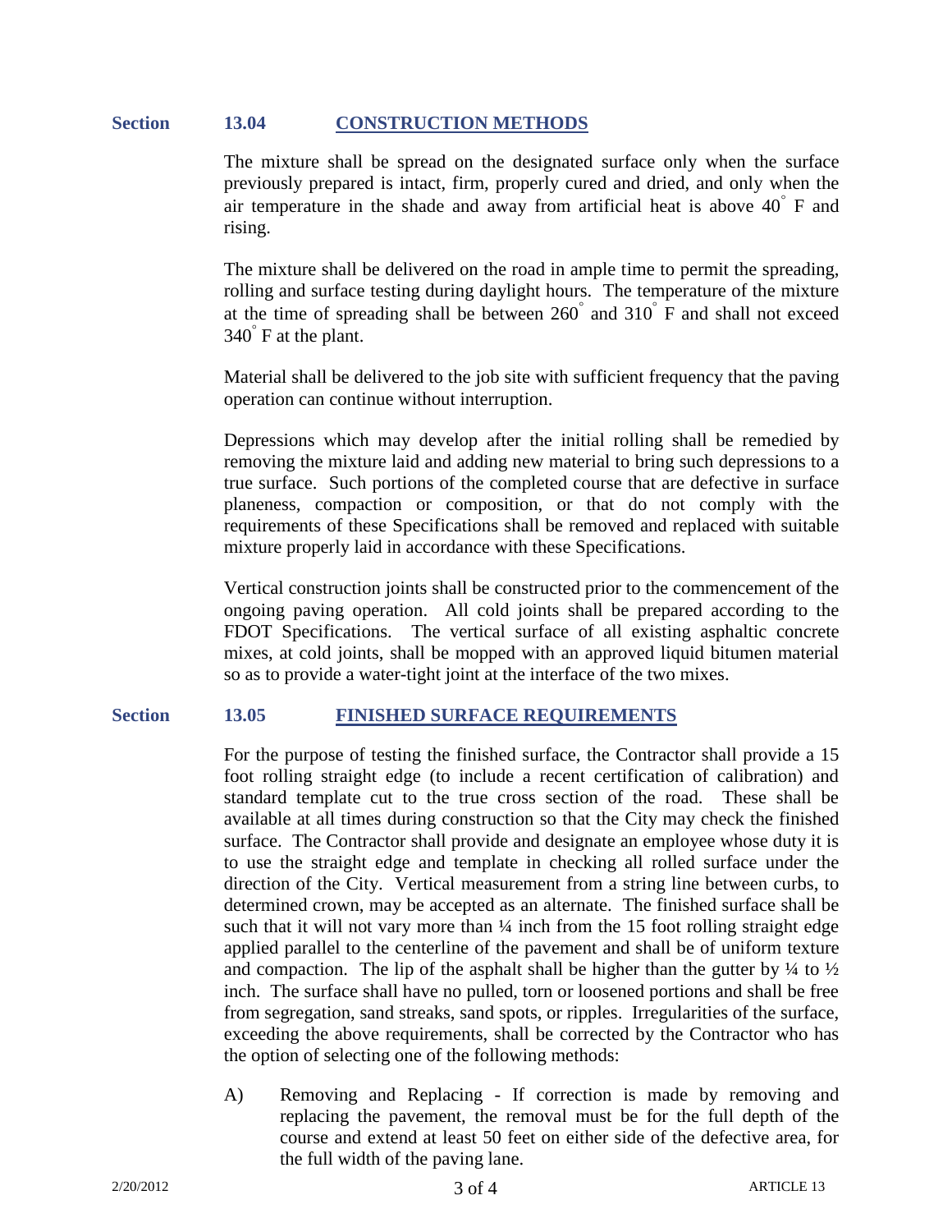## Section 13.04 CONSTRUCTION METHODS

The mixture shall be spread on the designated surface only when the surface previously prepared is intact, firm, properly cured and dried, and only when the air temperature in the shade and away from artificial heat is above 40° F and rising.

The mixture shall be delivered on the road in ample time to permit the spreading, rolling and surface testing during daylight hours. The temperature of the mixture at the time of spreading shall be between 260° and 310° F and shall not exceed 340° F at the plant.

Material shall be delivered to the job site with sufficient frequency that the paving operation can continue without interruption.

Depressions which may develop after the initial rolling shall be remedied by removing the mixture laid and adding new material to bring such depressions to a true surface. Such portions of the completed course that are defective in surface planeness, compaction or composition, or that do not comply with the requirements of these Specifications shall be removed and replaced with suitable mixture properly laid in accordance with these Specifications.

Vertical construction joints shall be constructed prior to the commencement of the ongoing paving operation. All cold joints shall be prepared according to the FDOT Specifications. The vertical surface of all existing asphaltic concrete mixes, at cold joints, shall be mopped with an approved liquid bitumen material so as to provide a water-tight joint at the interface of the two mixes.

## Section 13.05 FINISHED SURFACE REQUIREMENTS

For the purpose of testing the finished surface, the Contractor shall provide a 15 foot rolling straight edge (to include a recent certification of calibration) and standard template cut to the true cross section of the road. These shall be available at all times during construction so that the City may check the finished surface. The Contractor shall provide and designate an employee whose duty it is to use the straight edge and template in checking all rolled surface under the direction of the City. Vertical measurement from a string line between curbs, to determined crown, may be accepted as an alternate. The finished surface shall be such that it will not vary more than ¼ inch from the 15 foot rolling straight edge applied parallel to the centerline of the pavement and shall be of uniform texture and compaction. The lip of the asphalt shall be higher than the gutter by ¼ to ½ inch. The surface shall have no pulled, torn or loosened portions and shall be free from segregation, sand streaks, sand spots, or ripples. Irregularities of the surface, exceeding the above requirements, shall be corrected by the Contractor who has the option of selecting one of the following methods:

A) Removing and Replacing - If correction is made by removing and replacing the pavement, the removal must be for the full depth of the course and extend at least 50 feet on either side of the defective area, for the full width of the paving lane.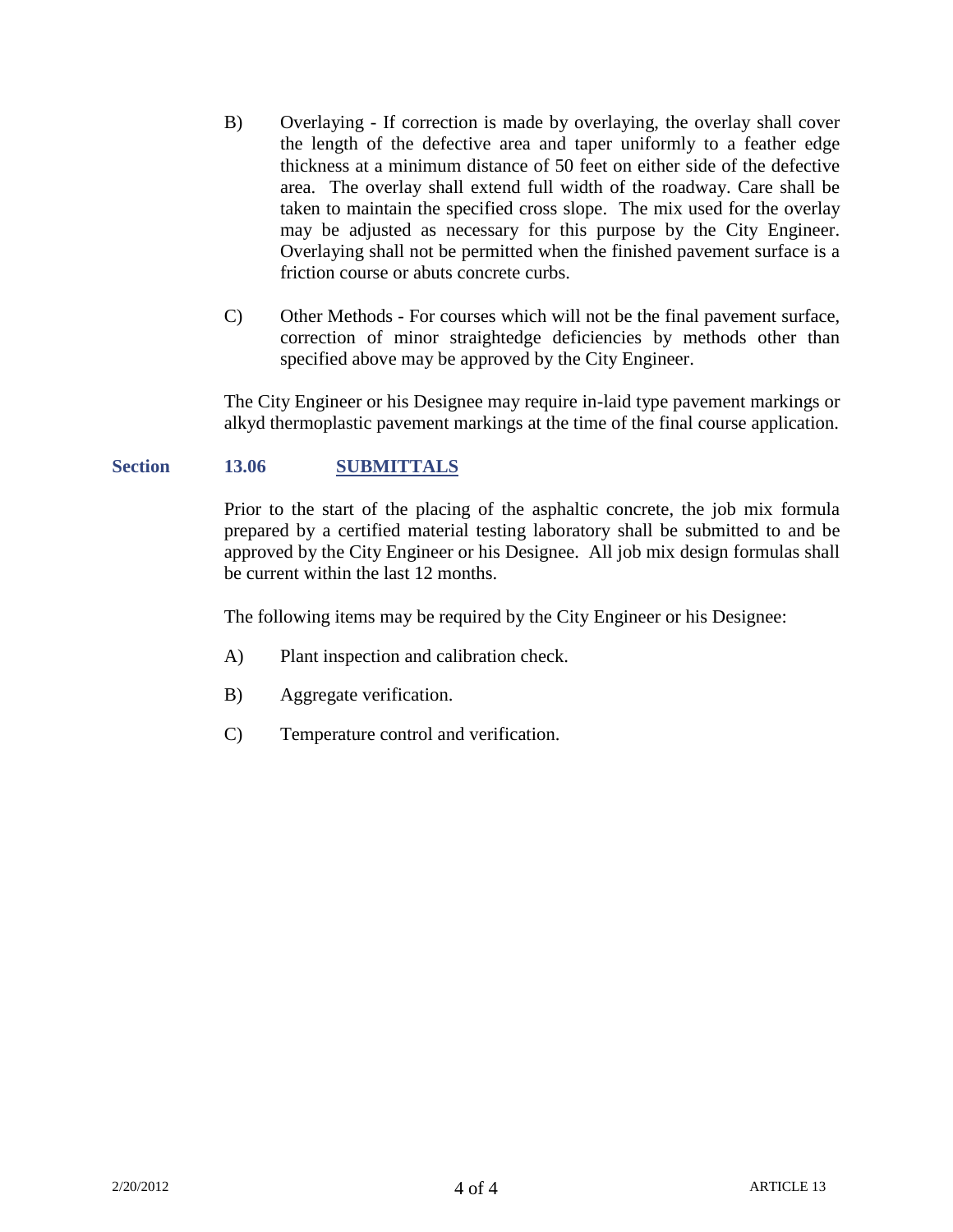B) Overlaying - If correction is made by overlaying, the overlay shall cover the length of the defective area and taper uniformly to a feather edge thickness at a minimum distance of 50 feet on either side of the defective area. The overlay shall extend full width of the roadway. Care shall be taken to maintain the specified cross slope. The mix used for the overlay may be adjusted as necessary for this purpose by the City Engineer. Overlaying shall not be permitted when the finished pavement surface is a friction course or abuts concrete curbs.

C) Other Methods - For courses which will not be the final pavement surface, correction of minor straightedge deficiencies by methods other than specified above may be approved by the City Engineer.

The City Engineer or his Designee may require in-laid type pavement markings or alkyd thermoplastic pavement markings at the time of the final course application.

## Section 13.06 SUBMITTALS

Prior to the start of the placing of the asphaltic concrete, the job mix formula prepared by a certified material testing laboratory shall be submitted to and be approved by the City Engineer or his Designee. All job mix design formulas shall be current within the last 12 months.

The following items may be required by the City Engineer or his Designee:

A) Plant inspection and calibration check.

B) Aggregate verification.

C) Temperature control and verification.